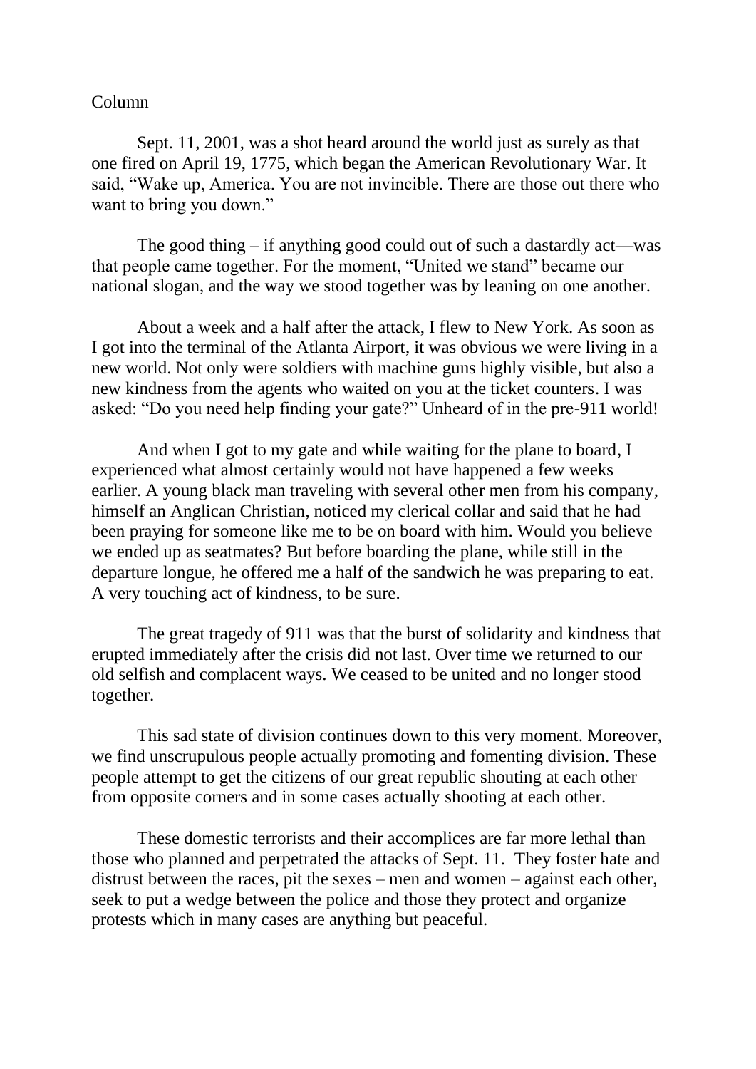Column

Sept. 11, 2001, was a shot heard around the world just as surely as that one fired on April 19, 1775, which began the American Revolutionary War. It said, "Wake up, America. You are not invincible. There are those out there who want to bring you down."

The good thing – if anything good could out of such a dastardly act—was that people came together. For the moment, "United we stand" became our national slogan, and the way we stood together was by leaning on one another.

About a week and a half after the attack, I flew to New York. As soon as I got into the terminal of the Atlanta Airport, it was obvious we were living in a new world. Not only were soldiers with machine guns highly visible, but also a new kindness from the agents who waited on you at the ticket counters. I was asked: "Do you need help finding your gate?" Unheard of in the pre-911 world!

And when I got to my gate and while waiting for the plane to board, I experienced what almost certainly would not have happened a few weeks earlier. A young black man traveling with several other men from his company, himself an Anglican Christian, noticed my clerical collar and said that he had been praying for someone like me to be on board with him. Would you believe we ended up as seatmates? But before boarding the plane, while still in the departure longue, he offered me a half of the sandwich he was preparing to eat. A very touching act of kindness, to be sure.

The great tragedy of 911 was that the burst of solidarity and kindness that erupted immediately after the crisis did not last. Over time we returned to our old selfish and complacent ways. We ceased to be united and no longer stood together.

This sad state of division continues down to this very moment. Moreover, we find unscrupulous people actually promoting and fomenting division. These people attempt to get the citizens of our great republic shouting at each other from opposite corners and in some cases actually shooting at each other.

These domestic terrorists and their accomplices are far more lethal than those who planned and perpetrated the attacks of Sept. 11. They foster hate and distrust between the races, pit the sexes – men and women – against each other, seek to put a wedge between the police and those they protect and organize protests which in many cases are anything but peaceful.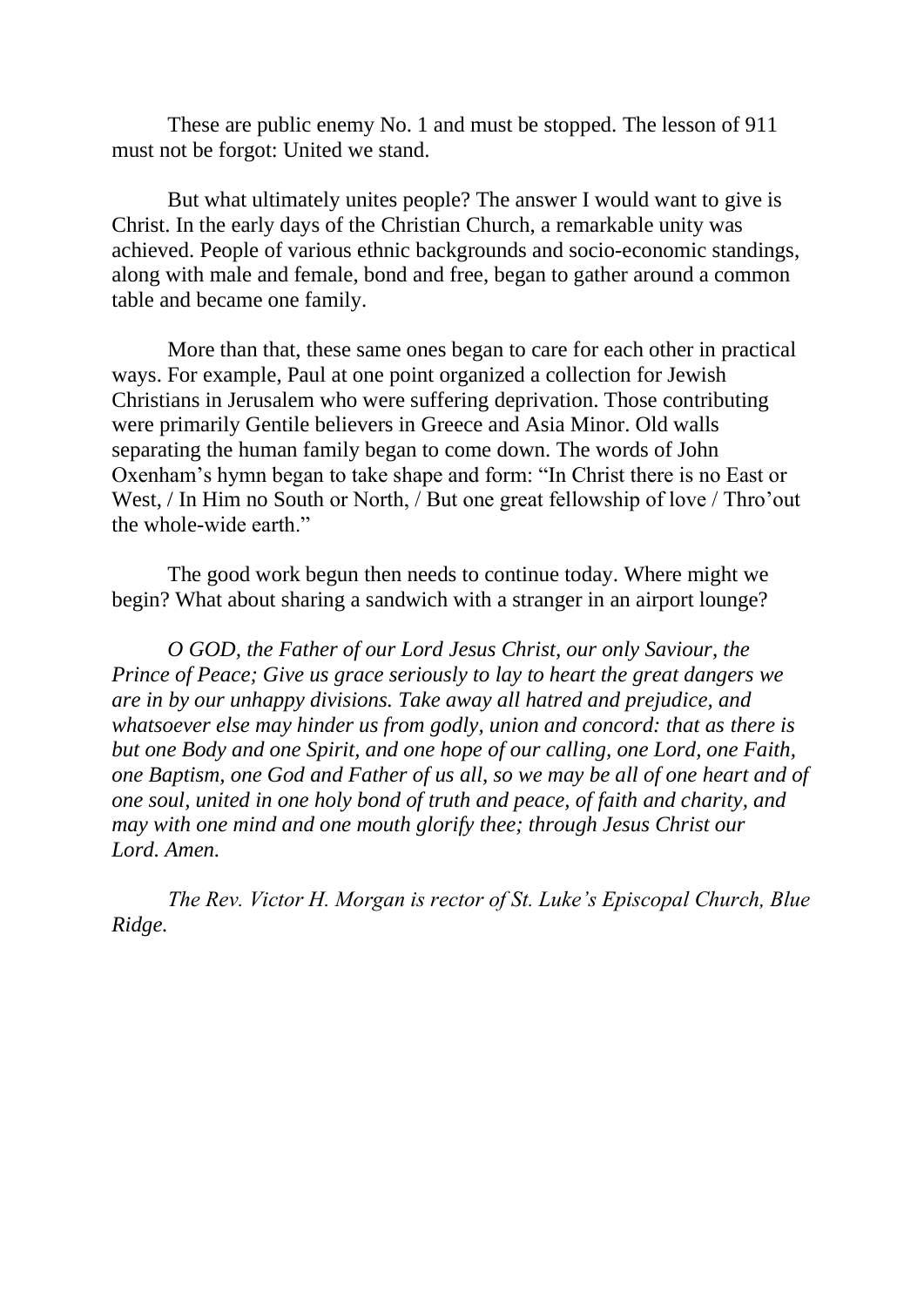These are public enemy No. 1 and must be stopped. The lesson of 911 must not be forgot: United we stand.

But what ultimately unites people? The answer I would want to give is Christ. In the early days of the Christian Church, a remarkable unity was achieved. People of various ethnic backgrounds and socio-economic standings, along with male and female, bond and free, began to gather around a common table and became one family.

More than that, these same ones began to care for each other in practical ways. For example, Paul at one point organized a collection for Jewish Christians in Jerusalem who were suffering deprivation. Those contributing were primarily Gentile believers in Greece and Asia Minor. Old walls separating the human family began to come down. The words of John Oxenham's hymn began to take shape and form: "In Christ there is no East or West, / In Him no South or North, / But one great fellowship of love / Thro'out the whole-wide earth."

The good work begun then needs to continue today. Where might we begin? What about sharing a sandwich with a stranger in an airport lounge?

*O GOD, the Father of our Lord Jesus Christ, our only Saviour, the Prince of Peace; Give us grace seriously to lay to heart the great dangers we are in by our unhappy divisions. Take away all hatred and prejudice, and whatsoever else may hinder us from godly, union and concord: that as there is but one Body and one Spirit, and one hope of our calling, one Lord, one Faith, one Baptism, one God and Father of us all, so we may be all of one heart and of one soul, united in one holy bond of truth and peace, of faith and charity, and may with one mind and one mouth glorify thee; through Jesus Christ our Lord. Amen.*

*The Rev. Victor H. Morgan is rector of St. Luke's Episcopal Church, Blue Ridge.*